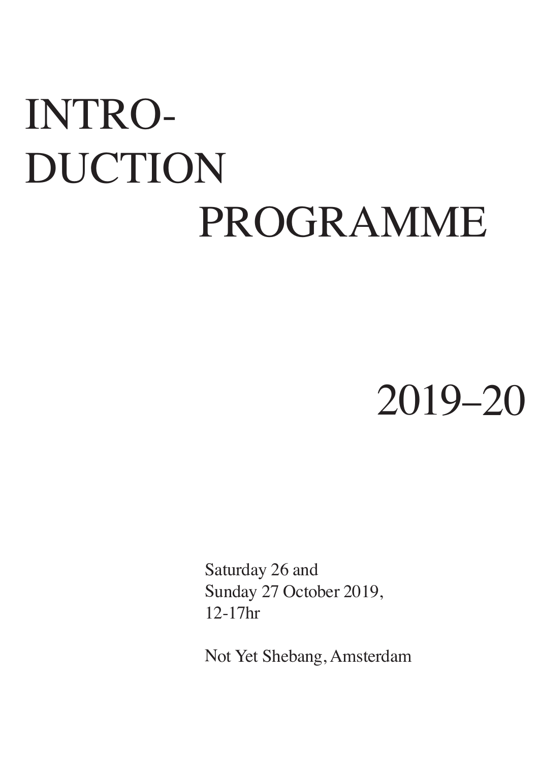# INTRO-
# DUCTION
# PROGRAMME

# 2019–20

Saturday 26 and
Sunday 27 October 2019,
12-17hr

Not Yet Shebang, Amsterdam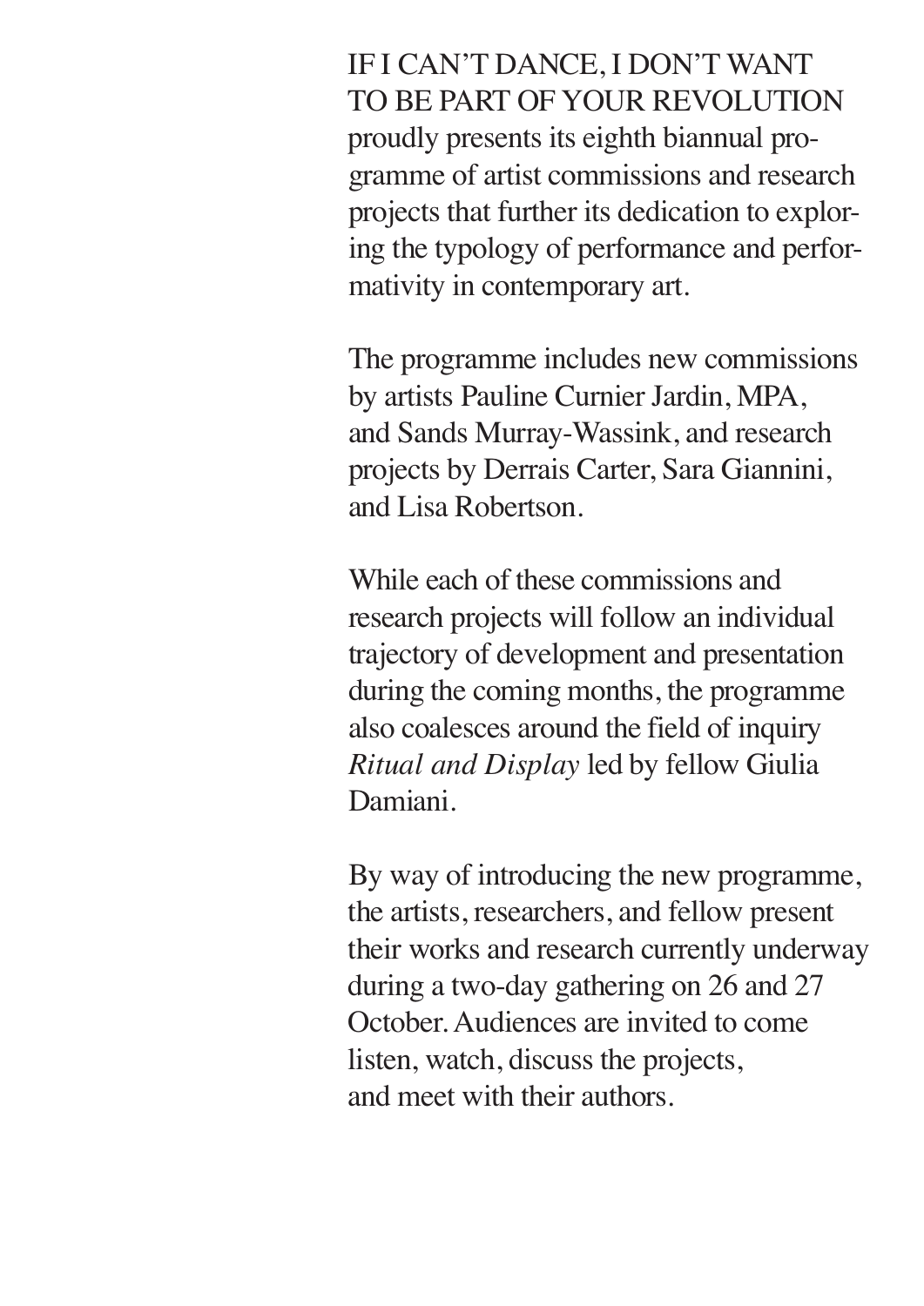IF I CAN'T DANCE, I DON'T WANT TO BE PART OF YOUR REVOLUTION proudly presents its eighth biannual programme of artist commissions and research projects that further its dedication to exploring the typology of performance and performativity in contemporary art.

The programme includes new commissions by artists Pauline Curnier Jardin, MPA, and Sands Murray-Wassink, and research projects by Derrais Carter, Sara Giannini, and Lisa Robertson.

While each of these commissions and research projects will follow an individual trajectory of development and presentation during the coming months, the programme also coalesces around the field of inquiry *Ritual and Display* led by fellow Giulia Damiani.

By way of introducing the new programme, the artists, researchers, and fellow present their works and research currently underway during a two-day gathering on 26 and 27 October. Audiences are invited to come listen, watch, discuss the projects, and meet with their authors.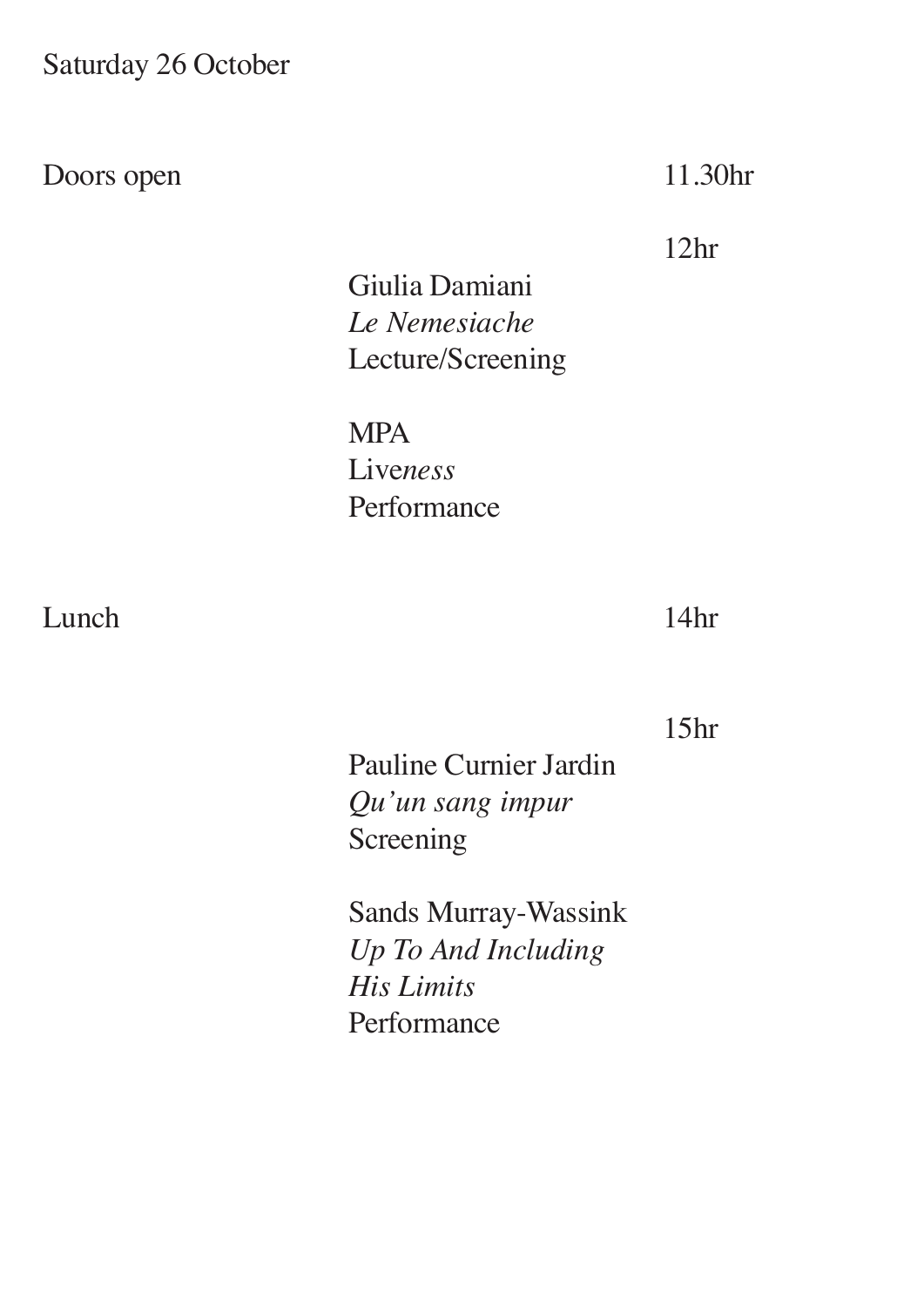Saturday 26 October

Doors open 11.30hr

12hr

Giulia Damiani
*Le Nemesiache*
Lecture/Screening

MPA
Live*ness*
Performance

Lunch 14hr

15hr

Pauline Curnier Jardin
*Qu'un sang impur*
Screening

Sands Murray-Wassink
*Up To And Including*
*His Limits*
Performance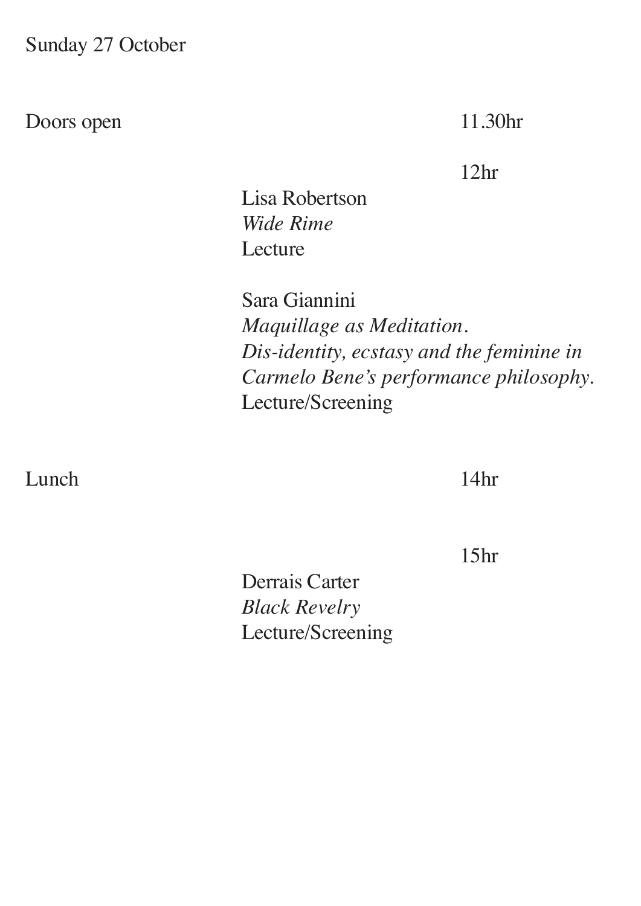Sunday 27 October

Doors open 11.30hr

12hr

Lisa Robertson
*Wide Rime*
Lecture

Sara Giannini
*Maquillage as Meditation.*
*Dis-identity, ecstasy and the feminine in Carmelo Bene's performance philosophy*.
Lecture/Screening

Lunch 14hr

15hr

Derrais Carter
*Black Revelry*
Lecture/Screening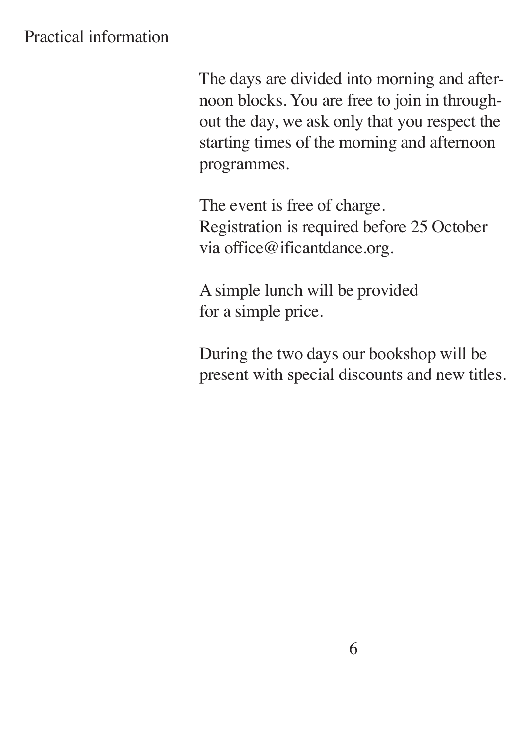## Practical information

The days are divided into morning and afternoon blocks. You are free to join in throughout the day, we ask only that you respect the starting times of the morning and afternoon programmes.

The event is free of charge.
Registration is required before 25 October via office@ificantdance.org.

A simple lunch will be provided
for a simple price.

During the two days our bookshop will be present with special discounts and new titles.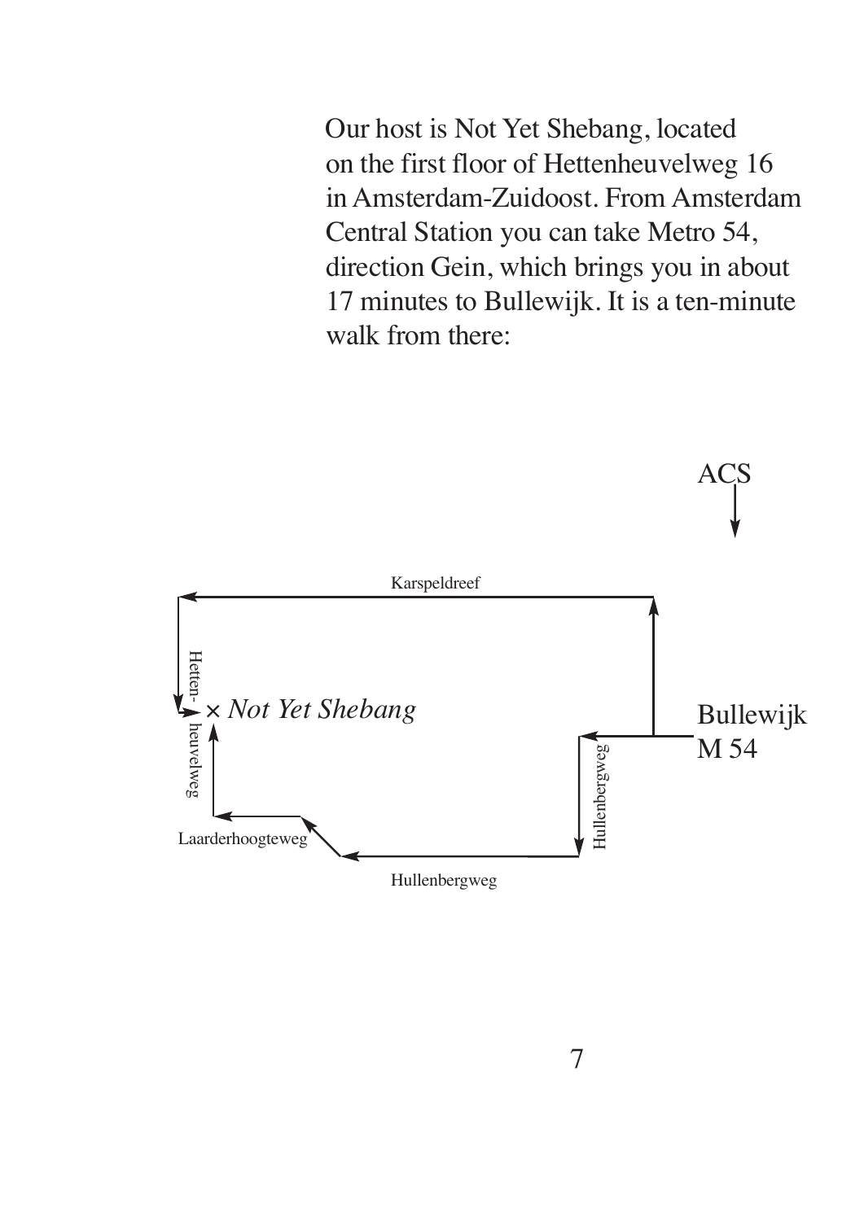Our host is Not Yet Shebang, located on the first floor of Hettenheuvelweg 16 in Amsterdam-Zuidoost. From Amsterdam Central Station you can take Metro 54, direction Gein, which brings you in about 17 minutes to Bullewijk. It is a ten-minute walk from there:

ACS

Karspeldreef

Hetten-heuvelweg

× *Not Yet Shebang*

Bullewijk
M 54

Hullenbergweg

Laarderhoogteweg

Hullenbergweg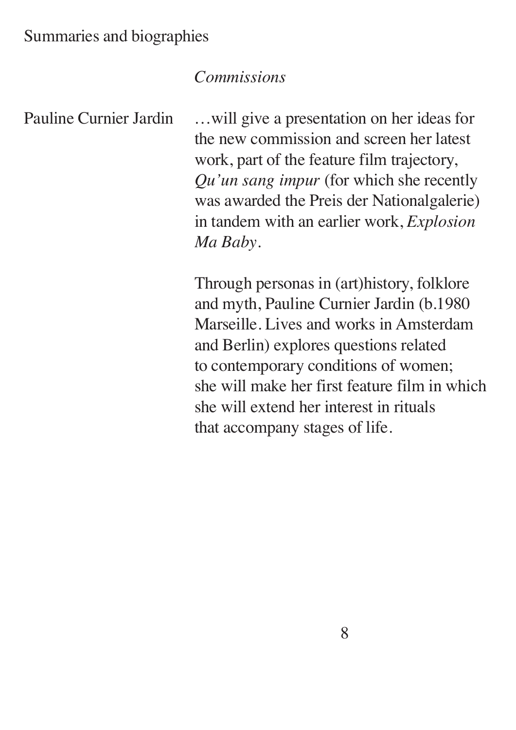Summaries and biographies

*Commissions*

Pauline Curnier Jardin

…will give a presentation on her ideas for the new commission and screen her latest work, part of the feature film trajectory, *Qu'un sang impur* (for which she recently was awarded the Preis der Nationalgalerie) in tandem with an earlier work, *Explosion Ma Baby*.

Through personas in (art)history, folklore and myth, Pauline Curnier Jardin (b.1980 Marseille. Lives and works in Amsterdam and Berlin) explores questions related to contemporary conditions of women; she will make her first feature film in which she will extend her interest in rituals that accompany stages of life.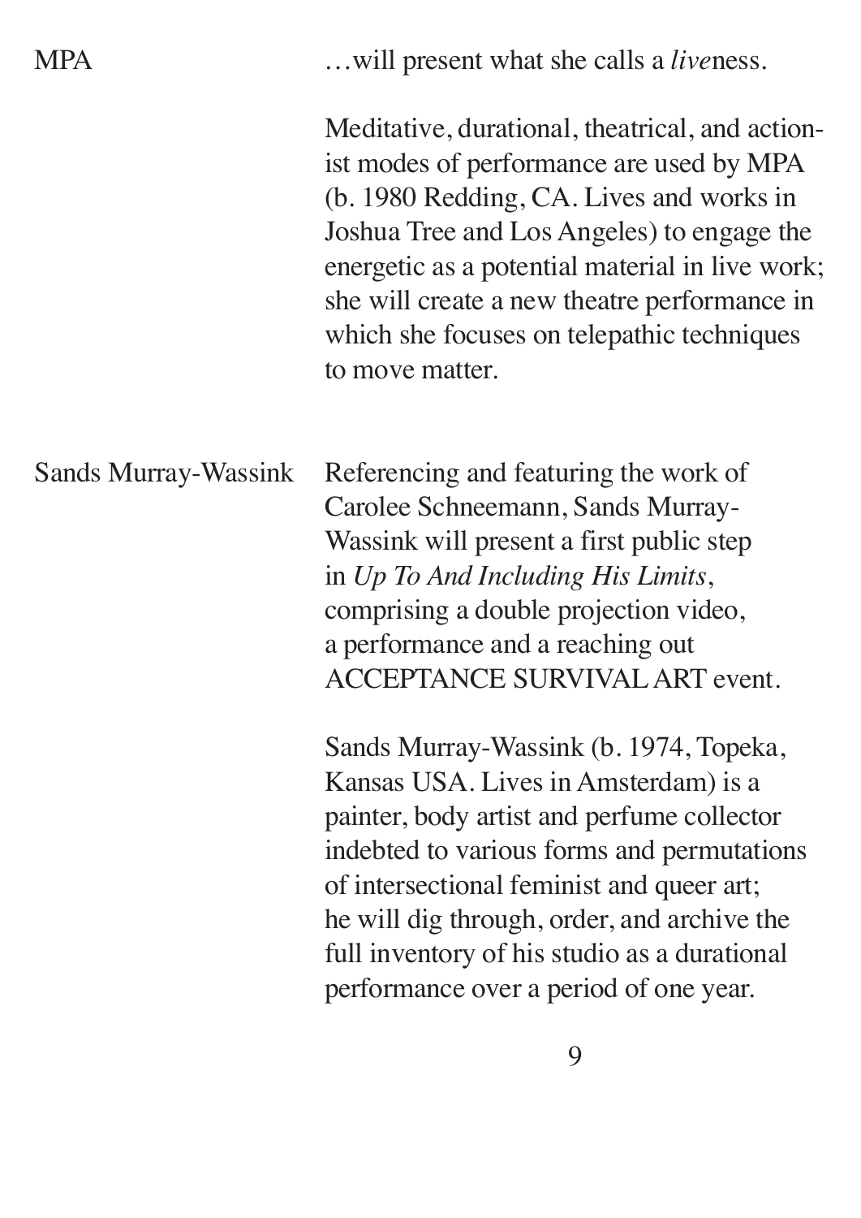**MPA**

…will present what she calls a *live*ness.

Meditative, durational, theatrical, and actionist modes of performance are used by MPA (b. 1980 Redding, CA. Lives and works in Joshua Tree and Los Angeles) to engage the energetic as a potential material in live work; she will create a new theatre performance in which she focuses on telepathic techniques to move matter.

**Sands Murray-Wassink**

Referencing and featuring the work of Carolee Schneemann, Sands Murray-Wassink will present a first public step in *Up To And Including His Limits*, comprising a double projection video, a performance and a reaching out ACCEPTANCE SURVIVAL ART event.

Sands Murray-Wassink (b. 1974, Topeka, Kansas USA. Lives in Amsterdam) is a painter, body artist and perfume collector indebted to various forms and permutations of intersectional feminist and queer art; he will dig through, order, and archive the full inventory of his studio as a durational performance over a period of one year.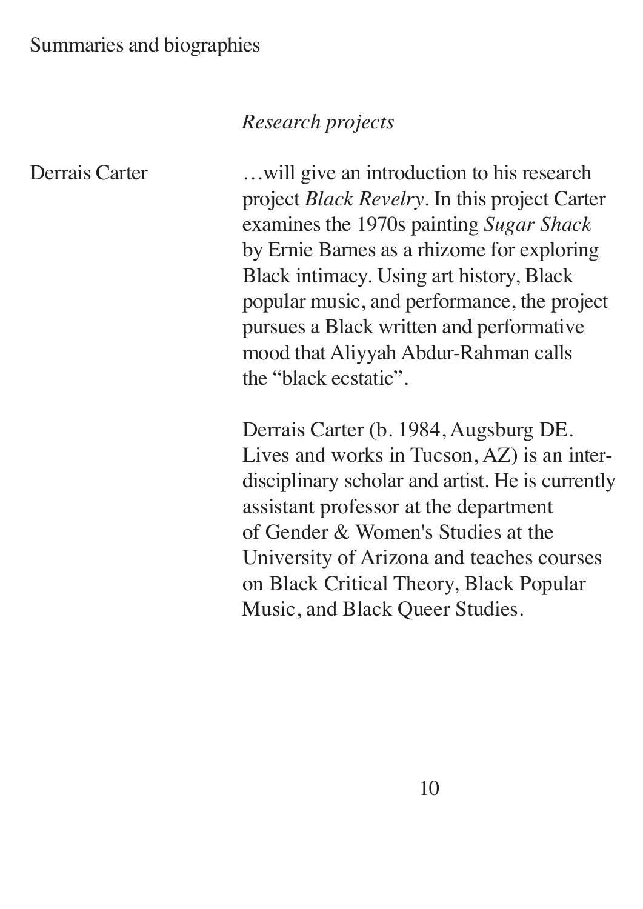*Research projects*

Derrais Carter

…will give an introduction to his research project *Black Revelry*. In this project Carter examines the 1970s painting *Sugar Shack* by Ernie Barnes as a rhizome for exploring Black intimacy. Using art history, Black popular music, and performance, the project pursues a Black written and performative mood that Aliyyah Abdur-Rahman calls the "black ecstatic".

Derrais Carter (b. 1984, Augsburg DE. Lives and works in Tucson, AZ) is an interdisciplinary scholar and artist. He is currently assistant professor at the department of Gender & Women's Studies at the University of Arizona and teaches courses on Black Critical Theory, Black Popular Music, and Black Queer Studies.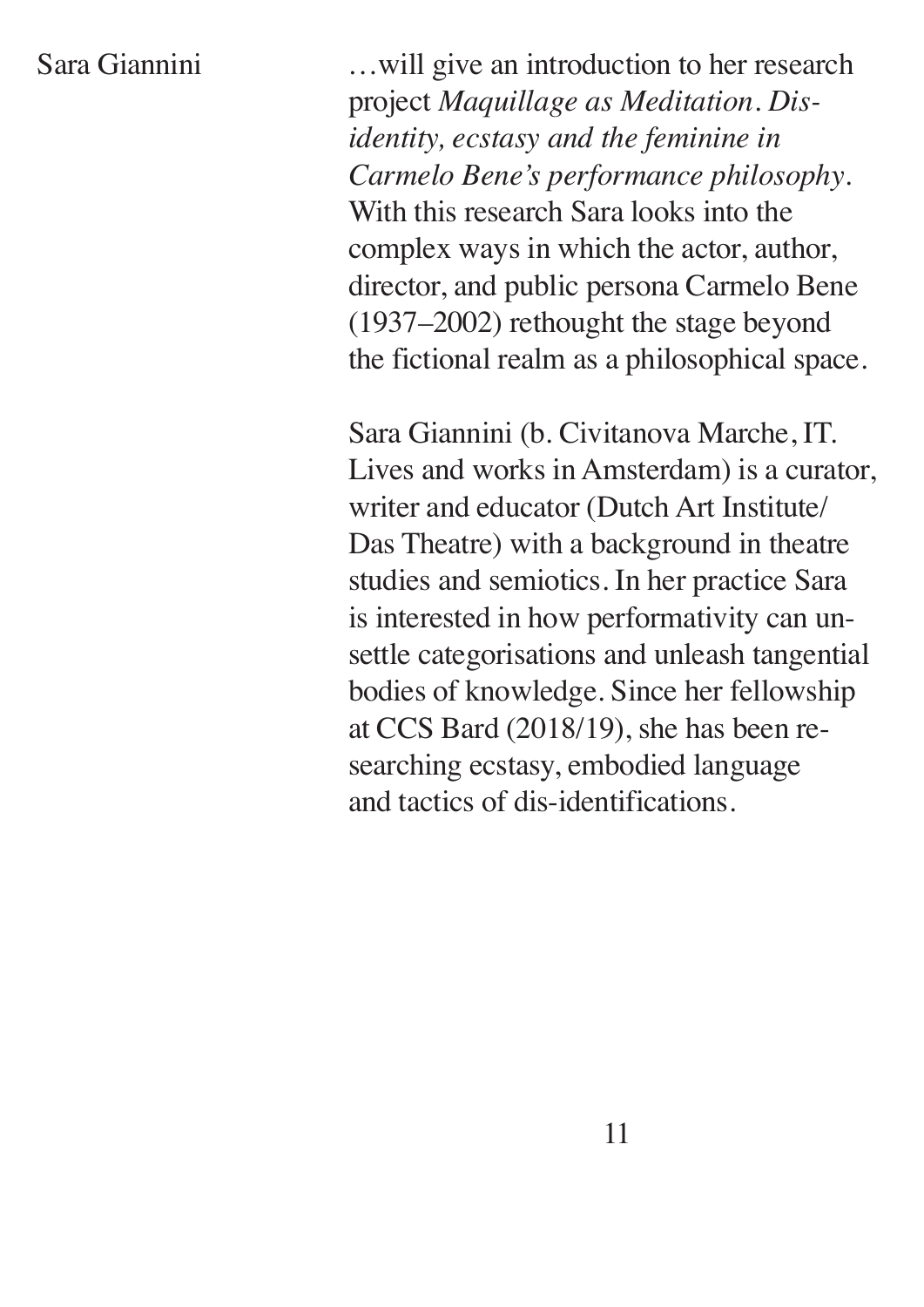Sara Giannini

…will give an introduction to her research project *Maquillage as Meditation. Dis-identity, ecstasy and the feminine in Carmelo Bene's performance philosophy*. With this research Sara looks into the complex ways in which the actor, author, director, and public persona Carmelo Bene (1937–2002) rethought the stage beyond the fictional realm as a philosophical space.

Sara Giannini (b. Civitanova Marche, IT. Lives and works in Amsterdam) is a curator, writer and educator (Dutch Art Institute/ Das Theatre) with a background in theatre studies and semiotics. In her practice Sara is interested in how performativity can unsettle categorisations and unleash tangential bodies of knowledge. Since her fellowship at CCS Bard (2018/19), she has been researching ecstasy, embodied language and tactics of dis-identifications.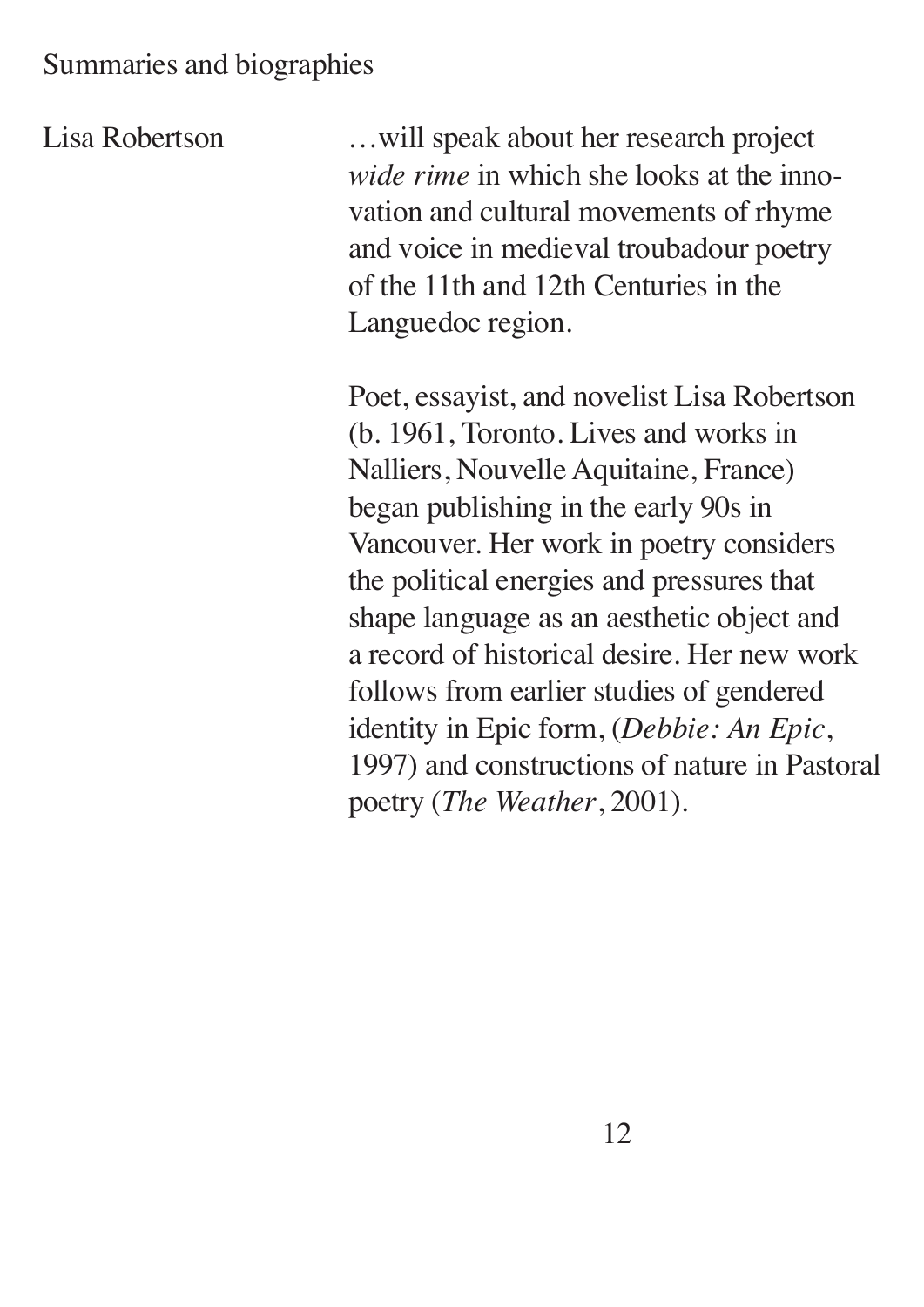Summaries and biographies

**Lisa Robertson**

…will speak about her research project *wide rime* in which she looks at the innovation and cultural movements of rhyme and voice in medieval troubadour poetry of the 11th and 12th Centuries in the Languedoc region.

Poet, essayist, and novelist Lisa Robertson (b. 1961, Toronto. Lives and works in Nalliers, Nouvelle Aquitaine, France) began publishing in the early 90s in Vancouver. Her work in poetry considers the political energies and pressures that shape language as an aesthetic object and a record of historical desire. Her new work follows from earlier studies of gendered identity in Epic form, (*Debbie: An Epic*, 1997) and constructions of nature in Pastoral poetry (*The Weather*, 2001).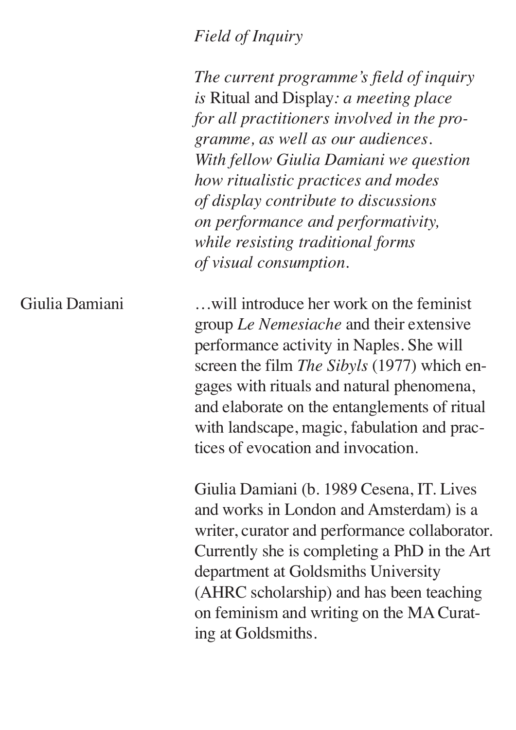*Field of Inquiry*

*The current programme's field of inquiry is* Ritual and Display*: a meeting place for all practitioners involved in the programme, as well as our audiences. With fellow Giulia Damiani we question how ritualistic practices and modes of display contribute to discussions on performance and performativity, while resisting traditional forms of visual consumption.*

Giulia Damiani

…will introduce her work on the feminist group *Le Nemesiache* and their extensive performance activity in Naples. She will screen the film *The Sibyls* (1977) which engages with rituals and natural phenomena, and elaborate on the entanglements of ritual with landscape, magic, fabulation and practices of evocation and invocation.

Giulia Damiani (b. 1989 Cesena, IT. Lives and works in London and Amsterdam) is a writer, curator and performance collaborator. Currently she is completing a PhD in the Art department at Goldsmiths University (AHRC scholarship) and has been teaching on feminism and writing on the MA Curating at Goldsmiths.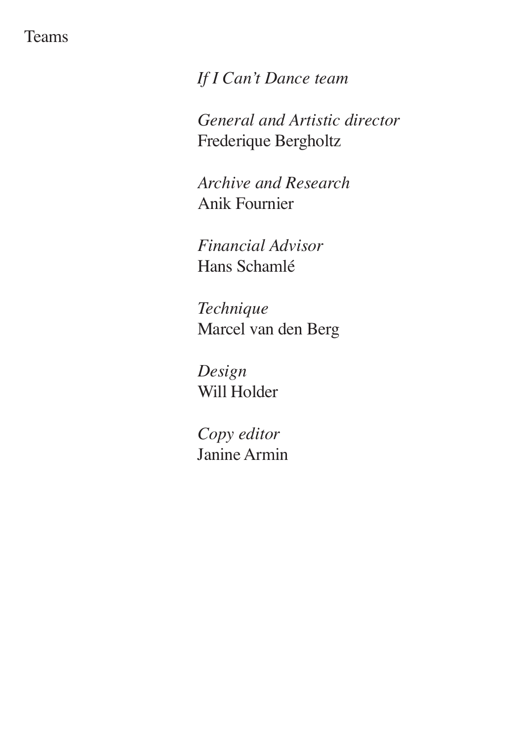# Teams

*If I Can't Dance team*

*General and Artistic director*
Frederique Bergholtz

*Archive and Research*
Anik Fournier

*Financial Advisor*
Hans Schamlé

*Technique*
Marcel van den Berg

*Design*
Will Holder

*Copy editor*
Janine Armin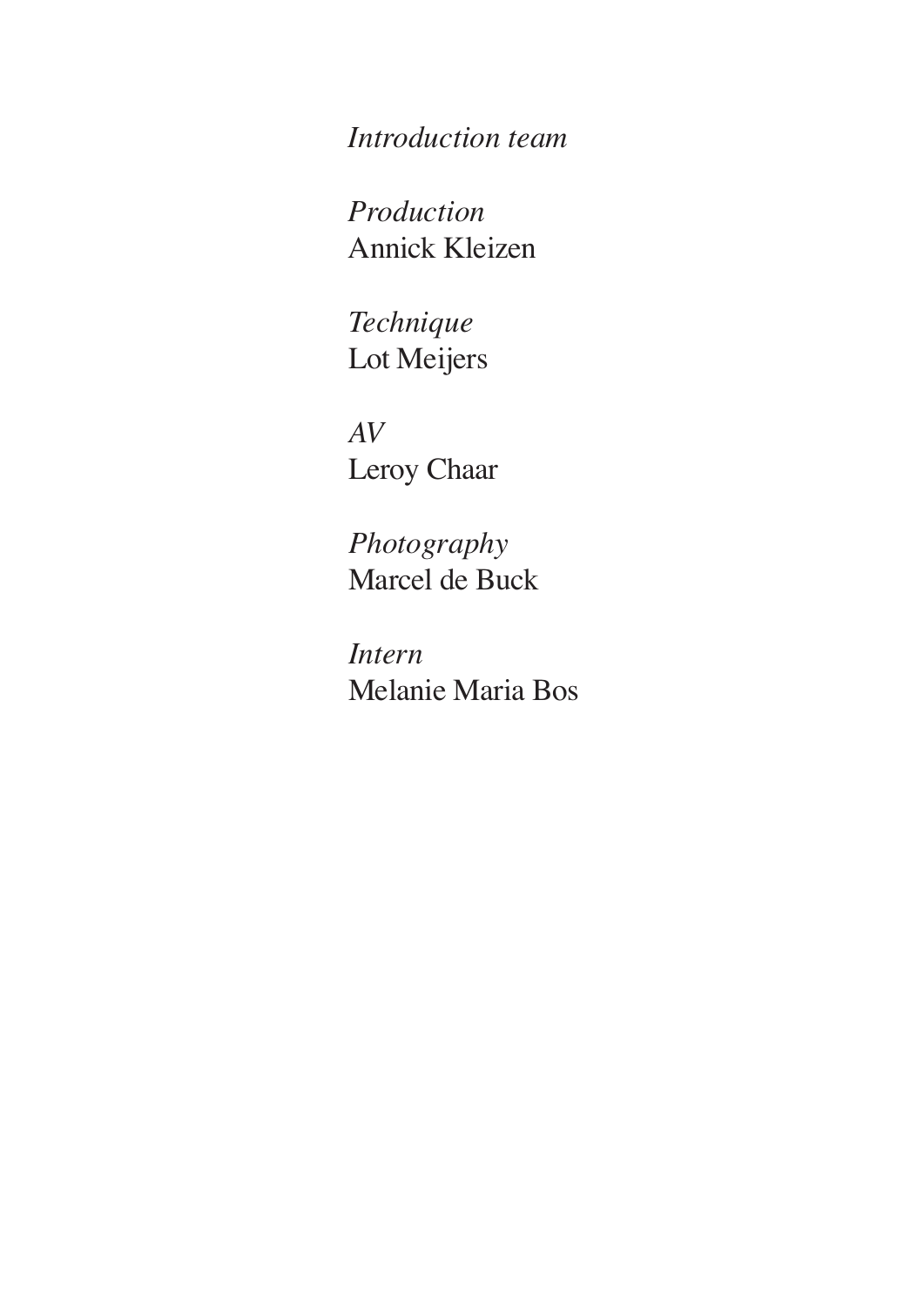*Introduction team*

*Production*
Annick Kleizen

*Technique*
Lot Meijers

*AV*
Leroy Chaar

*Photography*
Marcel de Buck

*Intern*
Melanie Maria Bos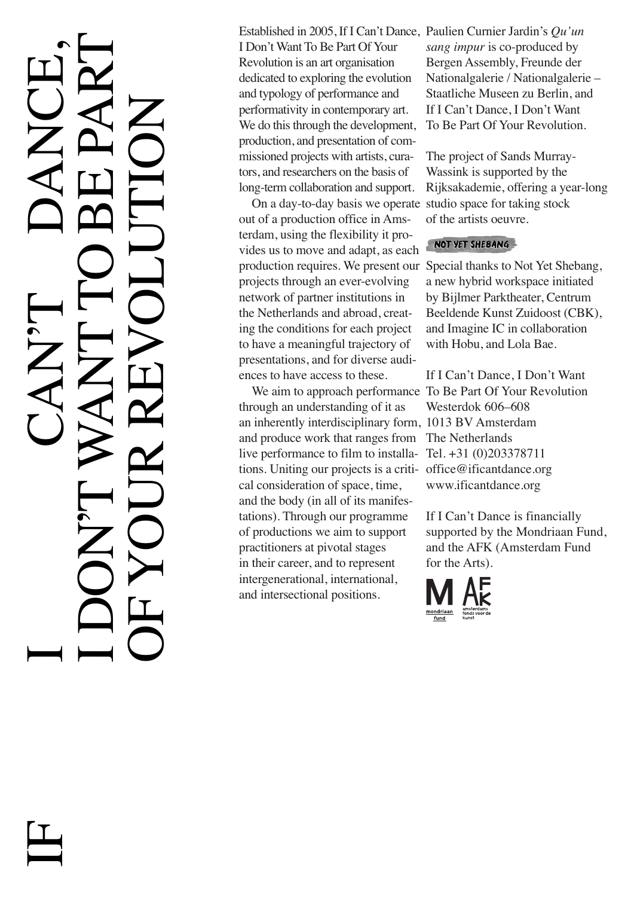# IF I CAN'T DANCE, I DON'T WANT TO BE PART OF YOUR REVOLUTION

Established in 2005, If I Can't Dance, I Don't Want To Be Part Of Your Revolution is an art organisation dedicated to exploring the evolution and typology of performance and performativity in contemporary art. We do this through the development, production, and presentation of commissioned projects with artists, curators, and researchers on the basis of long-term collaboration and support.

On a day-to-day basis we operate out of a production office in Amsterdam, using the flexibility it provides us to move and adapt, as each production requires. We present our projects through an ever-evolving network of partner institutions in the Netherlands and abroad, creating the conditions for each project to have a meaningful trajectory of presentations, and for diverse audiences to have access to these.

We aim to approach performance through an understanding of it as an inherently interdisciplinary form, and produce work that ranges from live performance to film to installations. Uniting our projects is a critical consideration of space, time, and the body (in all of its manifestations). Through our programme of productions we aim to support practitioners at pivotal stages in their career, and to represent intergenerational, international, and intersectional positions.

Paulien Curnier Jardin's *Qu'un sang impur* is co-produced by Bergen Assembly, Freunde der Nationalgalerie / Nationalgalerie – Staatliche Museen zu Berlin, and If I Can't Dance, I Don't Want To Be Part Of Your Revolution.

The project of Sands Murray-Wassink is supported by the Rijksakademie, offering a year-long studio space for taking stock of the artists oeuvre.

NOT YET SHEBANG

Special thanks to Not Yet Shebang, a new hybrid workspace initiated by Bijlmer Parktheater, Centrum Beeldende Kunst Zuidoost (CBK), and Imagine IC in collaboration with Hobu, and Lola Bae.

If I Can't Dance, I Don't Want To Be Part Of Your Revolution
Westerdok 606–608
1013 BV Amsterdam
The Netherlands
Tel. +31 (0)203378711
office@ificantdance.org
www.ificantdance.org

If I Can't Dance is financially supported by the Mondriaan Fund, and the AFK (Amsterdam Fund for the Arts).

mondriaan fund

amsterdams fonds voor de kunst